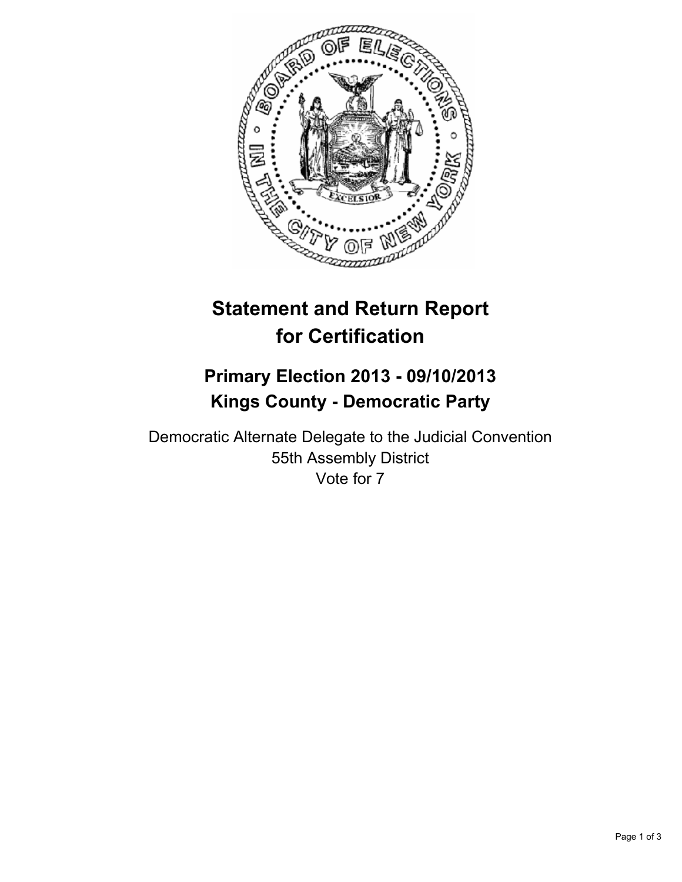# Statement and Return Report for Certification

## Primary Election 2013 - 09/10/2013
## Kings County - Democratic Party

Democratic Alternate Delegate to the Judicial Convention
55th Assembly District
Vote for 7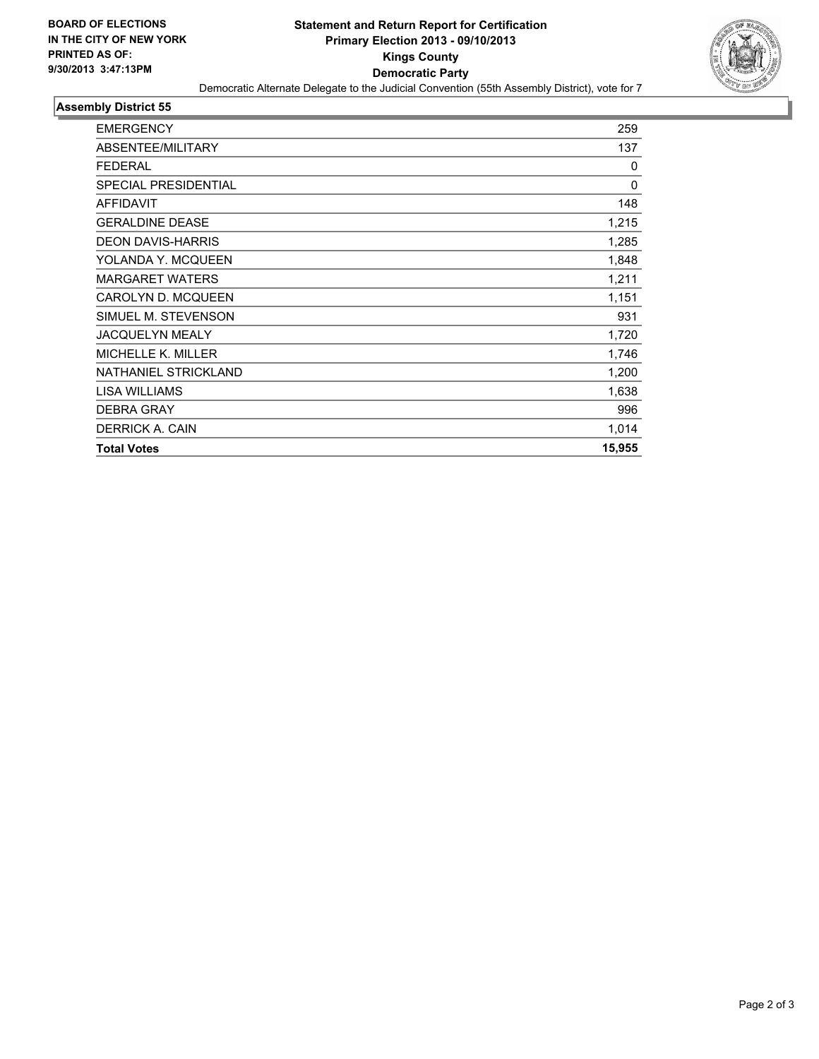**BOARD OF ELECTIONS IN THE CITY OF NEW YORK PRINTED AS OF: 9/30/2013 3:47:13PM**

# Statement and Return Report for Certification
## Primary Election 2013 - 09/10/2013
## Kings County
## Democratic Party

Democratic Alternate Delegate to the Judicial Convention (55th Assembly District), vote for 7

### Assembly District 55

| | |
|---|---|
| EMERGENCY | 259 |
| ABSENTEE/MILITARY | 137 |
| FEDERAL | 0 |
| SPECIAL PRESIDENTIAL | 0 |
| AFFIDAVIT | 148 |
| GERALDINE DEASE | 1,215 |
| DEON DAVIS-HARRIS | 1,285 |
| YOLANDA Y. MCQUEEN | 1,848 |
| MARGARET WATERS | 1,211 |
| CAROLYN D. MCQUEEN | 1,151 |
| SIMUEL M. STEVENSON | 931 |
| JACQUELYN MEALY | 1,720 |
| MICHELLE K. MILLER | 1,746 |
| NATHANIEL STRICKLAND | 1,200 |
| LISA WILLIAMS | 1,638 |
| DEBRA GRAY | 996 |
| DERRICK A. CAIN | 1,014 |
| **Total Votes** | **15,955** |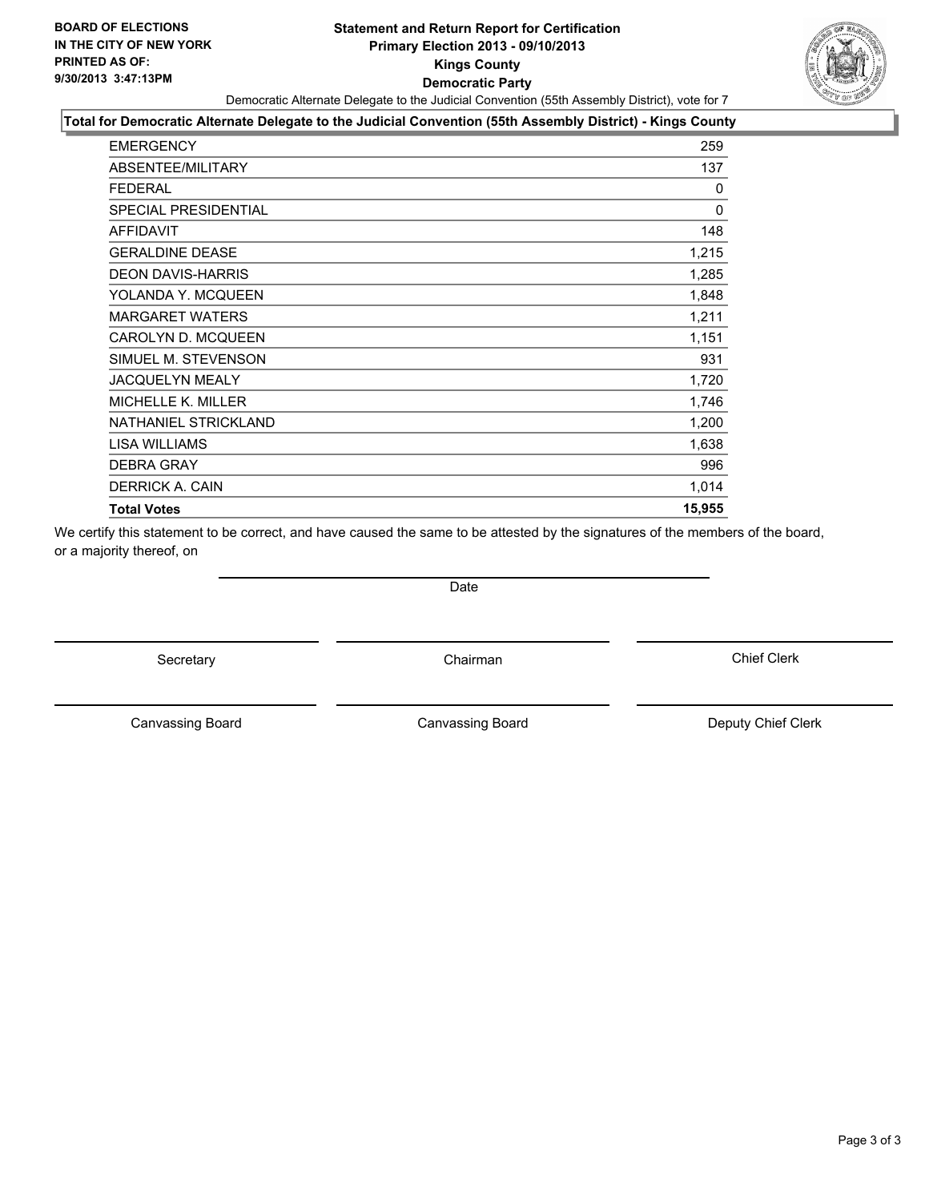**BOARD OF ELECTIONS IN THE CITY OF NEW YORK PRINTED AS OF: 9/30/2013 3:47:13PM**

# Statement and Return Report for Certification
## Primary Election 2013 - 09/10/2013
## Kings County
## Democratic Party

Democratic Alternate Delegate to the Judicial Convention (55th Assembly District), vote for 7

**Total for Democratic Alternate Delegate to the Judicial Convention (55th Assembly District) - Kings County**

| | |
|---|---|
| EMERGENCY | 259 |
| ABSENTEE/MILITARY | 137 |
| FEDERAL | 0 |
| SPECIAL PRESIDENTIAL | 0 |
| AFFIDAVIT | 148 |
| GERALDINE DEASE | 1,215 |
| DEON DAVIS-HARRIS | 1,285 |
| YOLANDA Y. MCQUEEN | 1,848 |
| MARGARET WATERS | 1,211 |
| CAROLYN D. MCQUEEN | 1,151 |
| SIMUEL M. STEVENSON | 931 |
| JACQUELYN MEALY | 1,720 |
| MICHELLE K. MILLER | 1,746 |
| NATHANIEL STRICKLAND | 1,200 |
| LISA WILLIAMS | 1,638 |
| DEBRA GRAY | 996 |
| DERRICK A. CAIN | 1,014 |
| **Total Votes** | **15,955** |

We certify this statement to be correct, and have caused the same to be attested by the signatures of the members of the board, or a majority thereof, on

Date

Secretary | Chairman | Chief Clerk

Canvassing Board | Canvassing Board | Deputy Chief Clerk